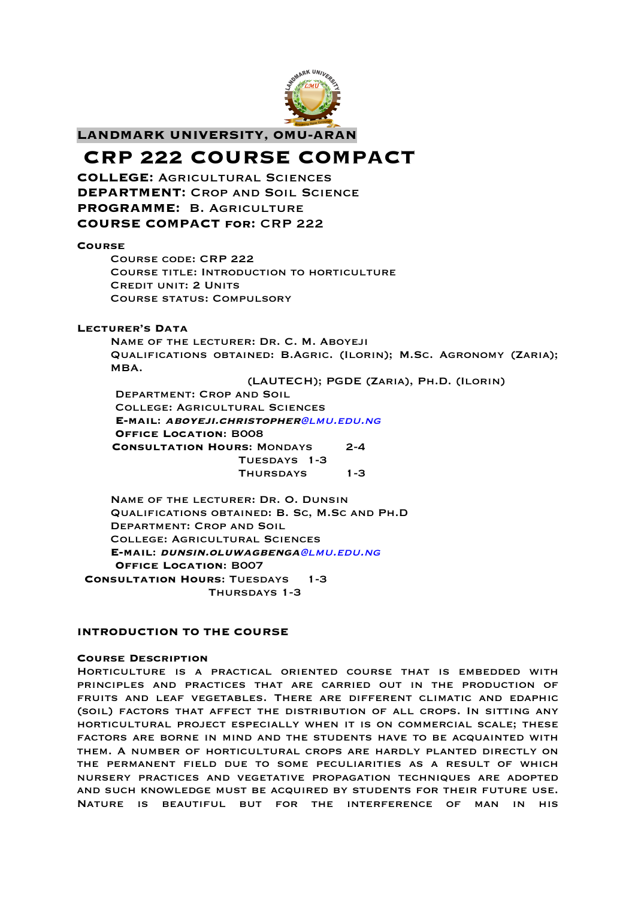**LANDMARK UNIVERSITY, OMU-ARAN**

# CRP 222 COURSE COMPACT

**COLLEGE:** Agricultural Sciences
**DEPARTMENT:** Crop and Soil Science
**PROGRAMME:** B. Agriculture
**COURSE COMPACT for:** CRP 222

### Course

Course code: CRP 222
Course title: Introduction to horticulture
Credit unit: 2 Units
Course status: Compulsory

### Lecturer's Data

Name of the lecturer: Dr. C. M. Aboyeji
Qualifications obtained: B.Agric. (Ilorin); M.Sc. Agronomy (Zaria); MBA. (LAUTECH); PGDE (Zaria), Ph.D. (Ilorin)
Department: Crop and Soil
College: Agricultural Sciences
**E-mail:** ***aboyeji.christopher@lmu.edu.ng***
**Office Location:** B008
**Consultation Hours:** Mondays 2-4
Tuesdays 1-3
Thursdays 1-3

Name of the lecturer: Dr. O. Dunsin
Qualifications obtained: B. Sc, M.Sc and Ph.D
Department: Crop and Soil
College: Agricultural Sciences
**E-mail:** ***dunsin.oluwagbenga@lmu.edu.ng***
**Office Location:** B007
**Consultation Hours:** Tuesdays 1-3
Thursdays 1-3

## INTRODUCTION TO THE COURSE

### Course Description

Horticulture is a practical oriented course that is embedded with principles and practices that are carried out in the production of fruits and leaf vegetables. There are different climatic and edaphic (soil) factors that affect the distribution of all crops. In sitting any horticultural project especially when it is on commercial scale; these factors are borne in mind and the students have to be acquainted with them. A number of horticultural crops are hardly planted directly on the permanent field due to some peculiarities as a result of which nursery practices and vegetative propagation techniques are adopted and such knowledge must be acquired by students for their future use. Nature is beautiful but for the interference of man in his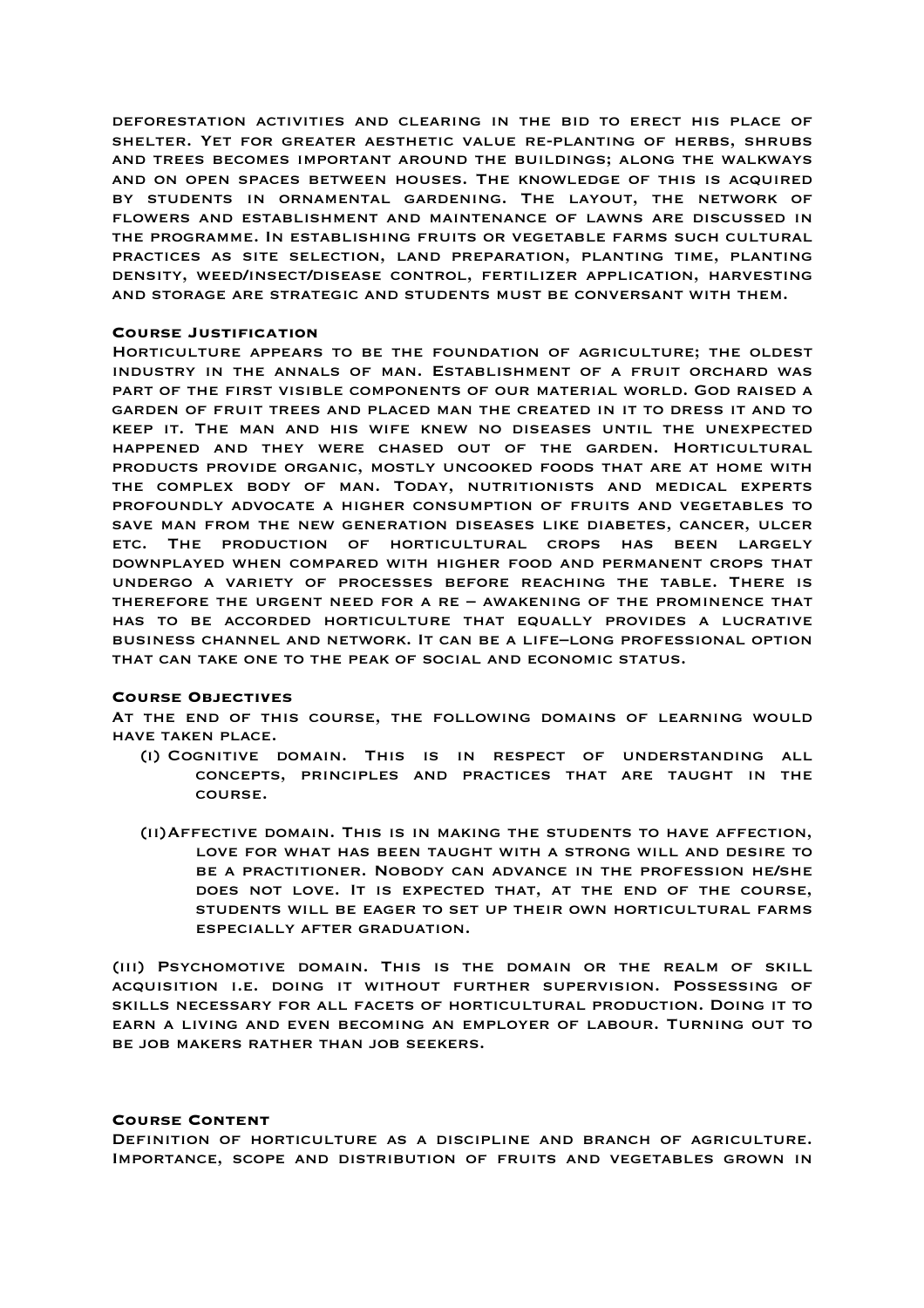deforestation activities and clearing in the bid to erect his place of shelter. Yet for greater aesthetic value re-planting of herbs, shrubs and trees becomes important around the buildings; along the walkways and on open spaces between houses. The knowledge of this is acquired by students in ornamental gardening. The layout, the network of flowers and establishment and maintenance of lawns are discussed in the programme. In establishing fruits or vegetable farms such cultural practices as site selection, land preparation, planting time, planting density, weed/insect/disease control, fertilizer application, harvesting and storage are strategic and students must be conversant with them.

**Course Justification**

Horticulture appears to be the foundation of agriculture; the oldest industry in the annals of man. Establishment of a fruit orchard was part of the first visible components of our material world. God raised a garden of fruit trees and placed man the created in it to dress it and to keep it. The man and his wife knew no diseases until the unexpected happened and they were chased out of the garden. Horticultural products provide organic, mostly uncooked foods that are at home with the complex body of man. Today, nutritionists and medical experts profoundly advocate a higher consumption of fruits and vegetables to save man from the new generation diseases like diabetes, cancer, ulcer etc. The production of horticultural crops has been largely downplayed when compared with higher food and permanent crops that undergo a variety of processes before reaching the table. There is therefore the urgent need for a re – awakening of the prominence that has to be accorded horticulture that equally provides a lucrative business channel and network. It can be a life–long professional option that can take one to the peak of social and economic status.

**Course Objectives**

At the end of this course, the following domains of learning would have taken place.

(i) Cognitive domain. This is in respect of understanding all concepts, principles and practices that are taught in the course.

(ii) Affective domain. This is in making the students to have affection, love for what has been taught with a strong will and desire to be a practitioner. Nobody can advance in the profession he/she does not love. It is expected that, at the end of the course, students will be eager to set up their own horticultural farms especially after graduation.

(iii) Psychomotive domain. This is the domain or the realm of skill acquisition i.e. doing it without further supervision. Possessing of skills necessary for all facets of horticultural production. Doing it to earn a living and even becoming an employer of labour. Turning out to be job makers rather than job seekers.

**Course Content**

Definition of horticulture as a discipline and branch of agriculture. Importance, scope and distribution of fruits and vegetables grown in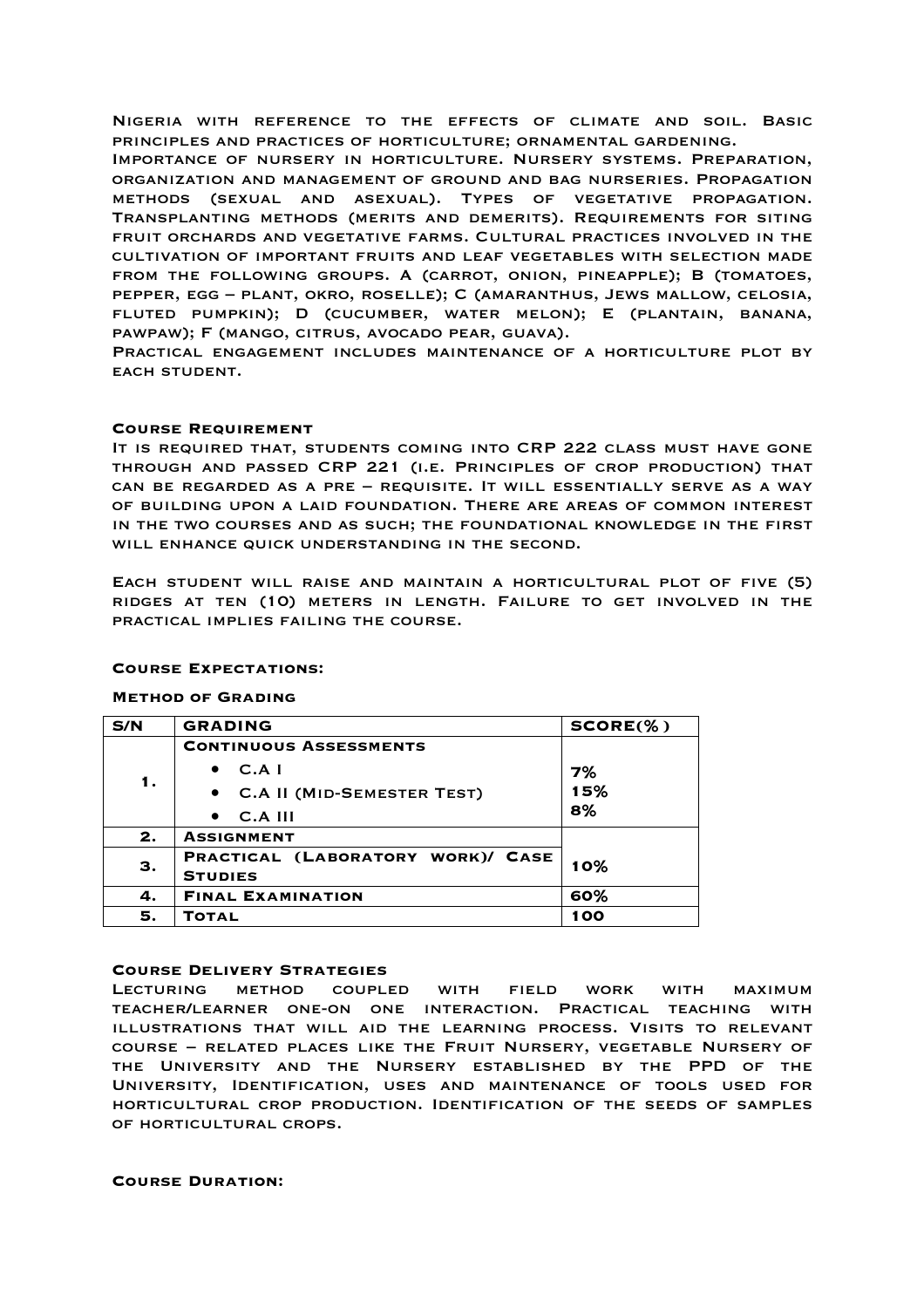Nigeria with reference to the effects of climate and soil. Basic principles and practices of horticulture; ornamental gardening.

Importance of nursery in horticulture. Nursery systems. Preparation, organization and management of ground and bag nurseries. Propagation methods (sexual and asexual). Types of vegetative propagation. Transplanting methods (merits and demerits). Requirements for siting fruit orchards and vegetative farms. Cultural practices involved in the cultivation of important fruits and leaf vegetables with selection made from the following groups. A (carrot, onion, pineapple); B (tomatoes, pepper, egg – plant, okro, roselle); C (amaranthus, Jews mallow, celosia, fluted pumpkin); D (cucumber, water melon); E (plantain, banana, pawpaw); F (mango, citrus, avocado pear, guava).

Practical engagement includes maintenance of a horticulture plot by each student.

#### Course Requirement

It is required that, students coming into CRP 222 class must have gone through and passed CRP 221 (i.e. Principles of crop production) that can be regarded as a pre – requisite. It will essentially serve as a way of building upon a laid foundation. There are areas of common interest in the two courses and as such; the foundational knowledge in the first will enhance quick understanding in the second.

Each student will raise and maintain a horticultural plot of five (5) ridges at ten (10) meters in length. Failure to get involved in the practical implies failing the course.

#### Course Expectations:

#### Method of Grading

| S/N | GRADING | SCORE(%) |
|---|---|---|
| 1. | **Continuous Assessments**<br>• C.A I<br>• C.A II (Mid-Semester Test)<br>• C.A III | <br>7%<br>15%<br>8% |
| 2. | Assignment | 10% |
| 3. | Practical (Laboratory work)/ Case Studies | |
| 4. | Final Examination | 60% |
| 5. | Total | 100 |

#### Course Delivery Strategies

Lecturing method coupled with field work with maximum teacher/learner one-on one interaction. Practical teaching with illustrations that will aid the learning process. Visits to relevant course – related places like the Fruit Nursery, vegetable Nursery of the University and the Nursery established by the PPD of the University, Identification, uses and maintenance of tools used for horticultural crop production. Identification of the seeds of samples of horticultural crops.

#### Course Duration: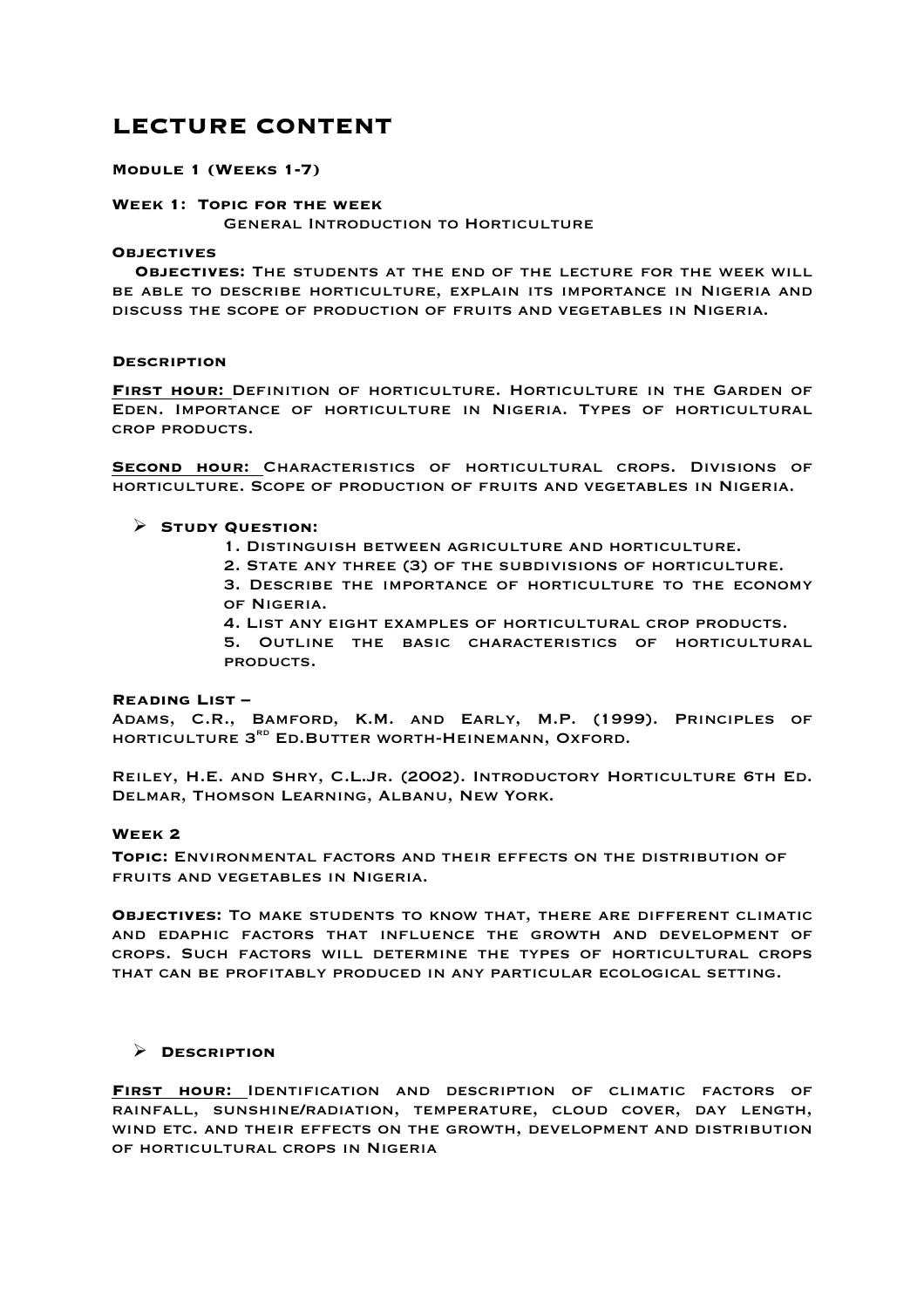# LECTURE CONTENT

### MODULE 1 (WEEKS 1-7)

### WEEK 1: TOPIC FOR THE WEEK

GENERAL INTRODUCTION TO HORTICULTURE

**OBJECTIVES**

**OBJECTIVES:** THE STUDENTS AT THE END OF THE LECTURE FOR THE WEEK WILL BE ABLE TO DESCRIBE HORTICULTURE, EXPLAIN ITS IMPORTANCE IN NIGERIA AND DISCUSS THE SCOPE OF PRODUCTION OF FRUITS AND VEGETABLES IN NIGERIA.

**DESCRIPTION**

**FIRST HOUR:** DEFINITION OF HORTICULTURE. HORTICULTURE IN THE GARDEN OF EDEN. IMPORTANCE OF HORTICULTURE IN NIGERIA. TYPES OF HORTICULTURAL CROP PRODUCTS.

**SECOND HOUR:** CHARACTERISTICS OF HORTICULTURAL CROPS. DIVISIONS OF HORTICULTURE. SCOPE OF PRODUCTION OF FRUITS AND VEGETABLES IN NIGERIA.

- **STUDY QUESTION:**
  1. DISTINGUISH BETWEEN AGRICULTURE AND HORTICULTURE.
  2. STATE ANY THREE (3) OF THE SUBDIVISIONS OF HORTICULTURE.
  3. DESCRIBE THE IMPORTANCE OF HORTICULTURE TO THE ECONOMY OF NIGERIA.
  4. LIST ANY EIGHT EXAMPLES OF HORTICULTURAL CROP PRODUCTS.
  5. OUTLINE THE BASIC CHARACTERISTICS OF HORTICULTURAL PRODUCTS.

**READING LIST –**

ADAMS, C.R., BAMFORD, K.M. AND EARLY, M.P. (1999). PRINCIPLES OF HORTICULTURE 3RD ED.BUTTER WORTH-HEINEMANN, OXFORD.

REILEY, H.E. AND SHRY, C.L.JR. (2002). INTRODUCTORY HORTICULTURE 6TH ED. DELMAR, THOMSON LEARNING, ALBANU, NEW YORK.

### WEEK 2

**TOPIC:** ENVIRONMENTAL FACTORS AND THEIR EFFECTS ON THE DISTRIBUTION OF FRUITS AND VEGETABLES IN NIGERIA.

**OBJECTIVES:** TO MAKE STUDENTS TO KNOW THAT, THERE ARE DIFFERENT CLIMATIC AND EDAPHIC FACTORS THAT INFLUENCE THE GROWTH AND DEVELOPMENT OF CROPS. SUCH FACTORS WILL DETERMINE THE TYPES OF HORTICULTURAL CROPS THAT CAN BE PROFITABLY PRODUCED IN ANY PARTICULAR ECOLOGICAL SETTING.

- **DESCRIPTION**

**FIRST HOUR:** IDENTIFICATION AND DESCRIPTION OF CLIMATIC FACTORS OF RAINFALL, SUNSHINE/RADIATION, TEMPERATURE, CLOUD COVER, DAY LENGTH, WIND ETC. AND THEIR EFFECTS ON THE GROWTH, DEVELOPMENT AND DISTRIBUTION OF HORTICULTURAL CROPS IN NIGERIA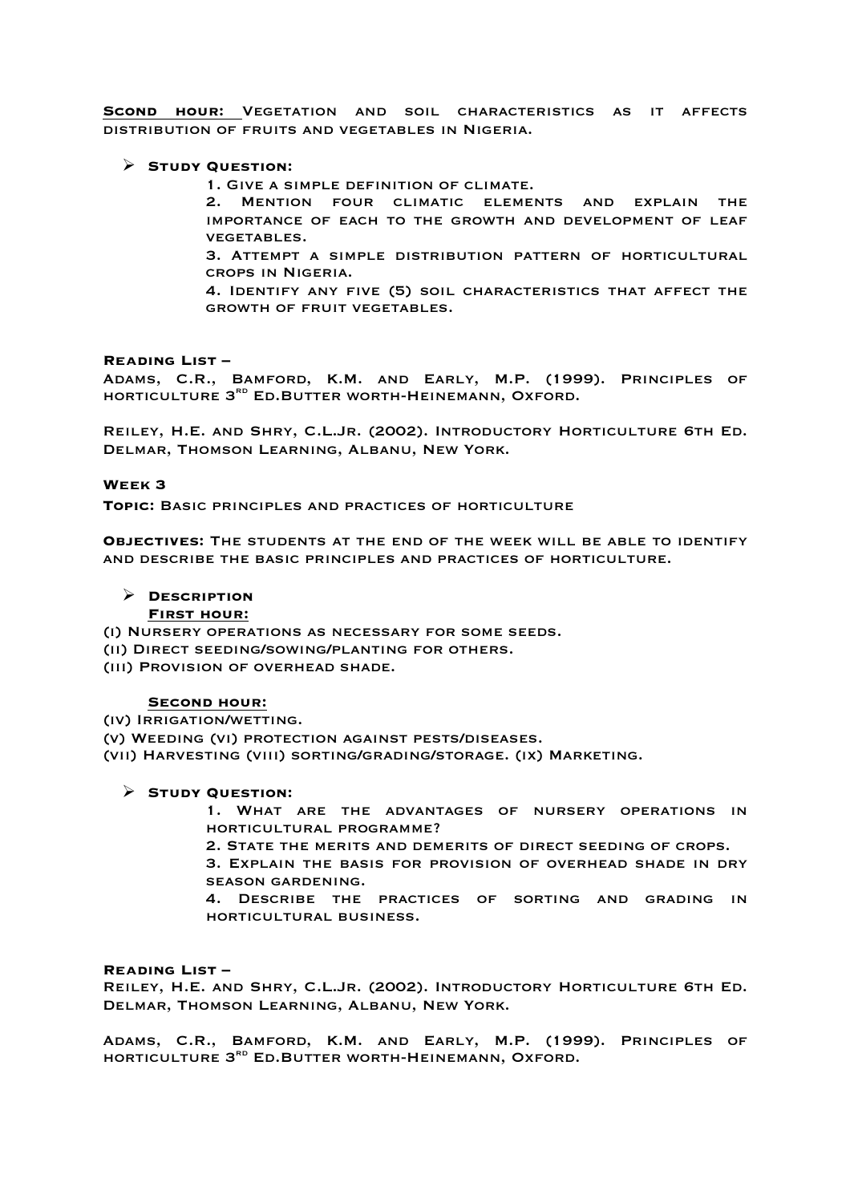**Scond hour:** Vegetation and soil characteristics as it affects distribution of fruits and vegetables in Nigeria.

- **Study Question:**
  1. Give a simple definition of climate.
  2. Mention four climatic elements and explain the importance of each to the growth and development of leaf vegetables.
  3. Attempt a simple distribution pattern of horticultural crops in Nigeria.
  4. Identify any five (5) soil characteristics that affect the growth of fruit vegetables.

**Reading List –**

Adams, C.R., Bamford, K.M. and Early, M.P. (1999). Principles of horticulture 3rd Ed. Butter worth-Heinemann, Oxford.

Reiley, H.E. and Shry, C.L.Jr. (2002). Introductory Horticulture 6th Ed. Delmar, Thomson Learning, Albanu, New York.

**Week 3**

**Topic:** Basic principles and practices of horticulture

**Objectives:** The students at the end of the week will be able to identify and describe the basic principles and practices of horticulture.

- **Description**

  **First hour:**

(i) Nursery operations as necessary for some seeds.
(ii) Direct seeding/sowing/planting for others.
(iii) Provision of overhead shade.

**Second hour:**

(iv) Irrigation/wetting.
(v) Weeding (vi) protection against pests/diseases.
(vii) Harvesting (viii) sorting/grading/storage. (ix) Marketing.

- **Study Question:**
  1. What are the advantages of nursery operations in horticultural programme?
  2. State the merits and demerits of direct seeding of crops.
  3. Explain the basis for provision of overhead shade in dry season gardening.
  4. Describe the practices of sorting and grading in horticultural business.

**Reading List –**

Reiley, H.E. and Shry, C.L.Jr. (2002). Introductory Horticulture 6th Ed. Delmar, Thomson Learning, Albanu, New York.

Adams, C.R., Bamford, K.M. and Early, M.P. (1999). Principles of horticulture 3rd Ed. Butter worth-Heinemann, Oxford.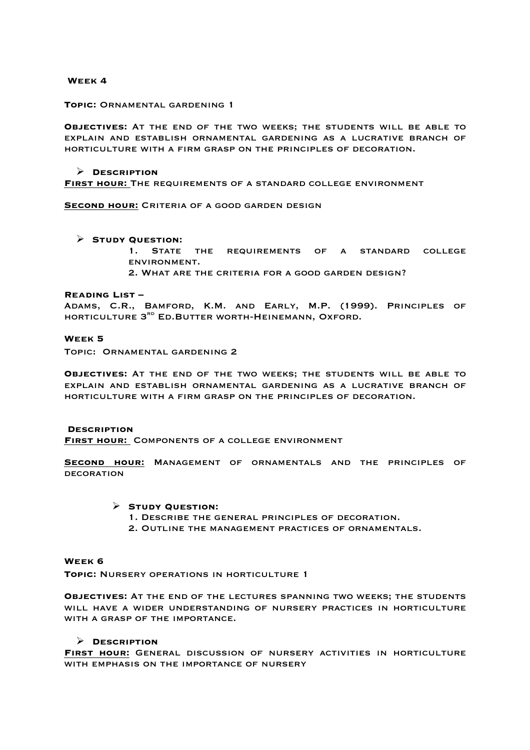## Week 4

**Topic:** Ornamental gardening 1

**Objectives:** At the end of the two weeks; the students will be able to explain and establish ornamental gardening as a lucrative branch of horticulture with a firm grasp on the principles of decoration.

- **Description**

**<u>First hour:</u>** The requirements of a standard college environment

**<u>Second hour:</u>** Criteria of a good garden design

- **Study Question:**
  1. State the requirements of a standard college environment.
  2. What are the criteria for a good garden design?

**Reading List –**

Adams, C.R., Bamford, K.M. and Early, M.P. (1999). Principles of horticulture 3rd Ed.Butter worth-Heinemann, Oxford.

## Week 5

Topic: Ornamental gardening 2

**Objectives:** At the end of the two weeks; the students will be able to explain and establish ornamental gardening as a lucrative branch of horticulture with a firm grasp on the principles of decoration.

**Description**

**<u>First hour:</u>** Components of a college environment

**<u>Second hour:</u>** Management of ornamentals and the principles of decoration

- **Study Question:**
  1. Describe the general principles of decoration.
  2. Outline the management practices of ornamentals.

## Week 6

**Topic:** Nursery operations in horticulture 1

**Objectives:** At the end of the lectures spanning two weeks; the students will have a wider understanding of nursery practices in horticulture with a grasp of the importance.

- **Description**

**<u>First hour:</u>** General discussion of nursery activities in horticulture with emphasis on the importance of nursery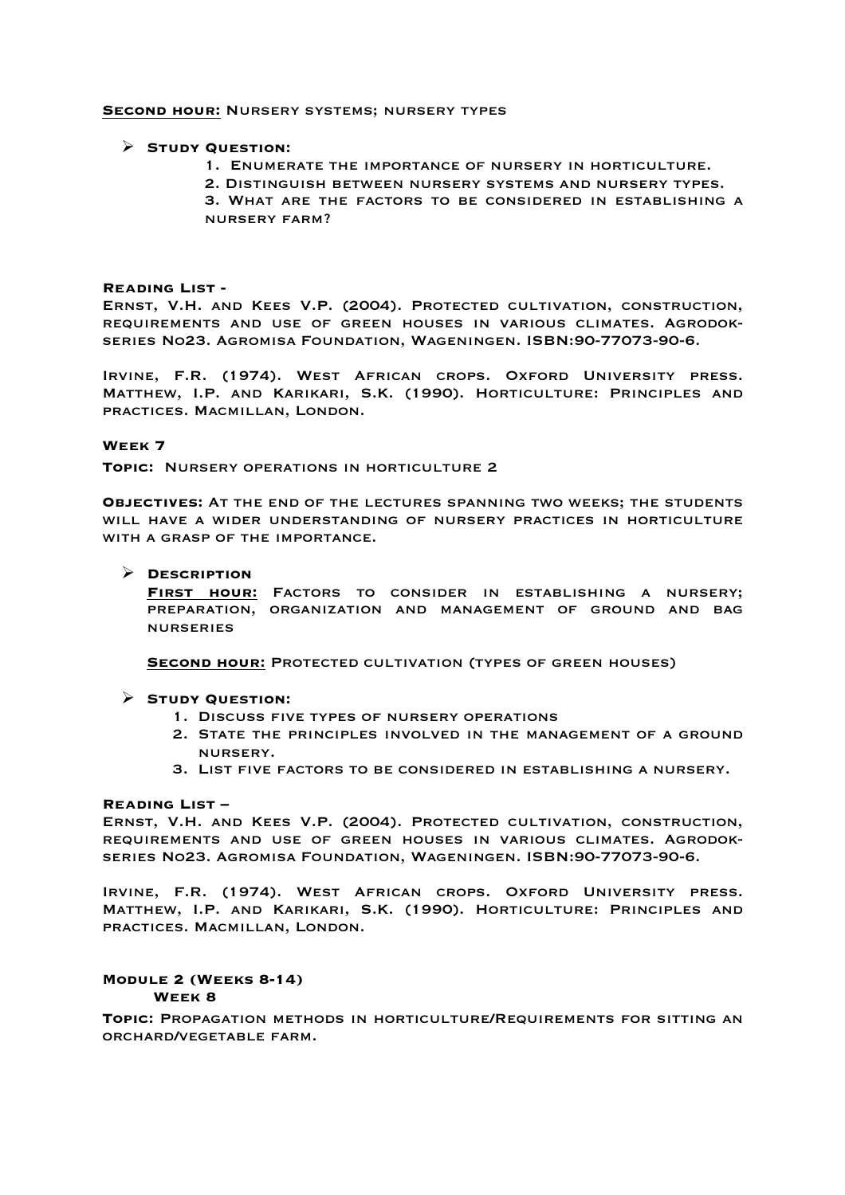**Second hour:** Nursery systems; nursery types

- **Study Question:**
  1. Enumerate the importance of nursery in horticulture.
  2. Distinguish between nursery systems and nursery types.
  3. What are the factors to be considered in establishing a nursery farm?

**Reading List -**

Ernst, V.H. and Kees V.P. (2004). Protected cultivation, construction, requirements and use of green houses in various climates. Agrodok-series No23. Agromisa Foundation, Wageningen. ISBN:90-77073-90-6.

Irvine, F.R. (1974). West African crops. Oxford University press. Matthew, I.P. and Karikari, S.K. (1990). Horticulture: Principles and practices. Macmillan, London.

**Week 7**

**Topic:** Nursery operations in horticulture 2

**Objectives:** At the end of the lectures spanning two weeks; the students will have a wider understanding of nursery practices in horticulture with a grasp of the importance.

- **Description**

  **First hour:** Factors to consider in establishing a nursery; preparation, organization and management of ground and bag nurseries

  **Second hour:** Protected cultivation (types of green houses)

- **Study Question:**
  1. Discuss five types of nursery operations
  2. State the principles involved in the management of a ground nursery.
  3. List five factors to be considered in establishing a nursery.

**Reading List –**

Ernst, V.H. and Kees V.P. (2004). Protected cultivation, construction, requirements and use of green houses in various climates. Agrodok-series No23. Agromisa Foundation, Wageningen. ISBN:90-77073-90-6.

Irvine, F.R. (1974). West African crops. Oxford University press. Matthew, I.P. and Karikari, S.K. (1990). Horticulture: Principles and practices. Macmillan, London.

**Module 2 (Weeks 8-14)**

**Week 8**

**Topic:** Propagation methods in horticulture/Requirements for sitting an orchard/vegetable farm.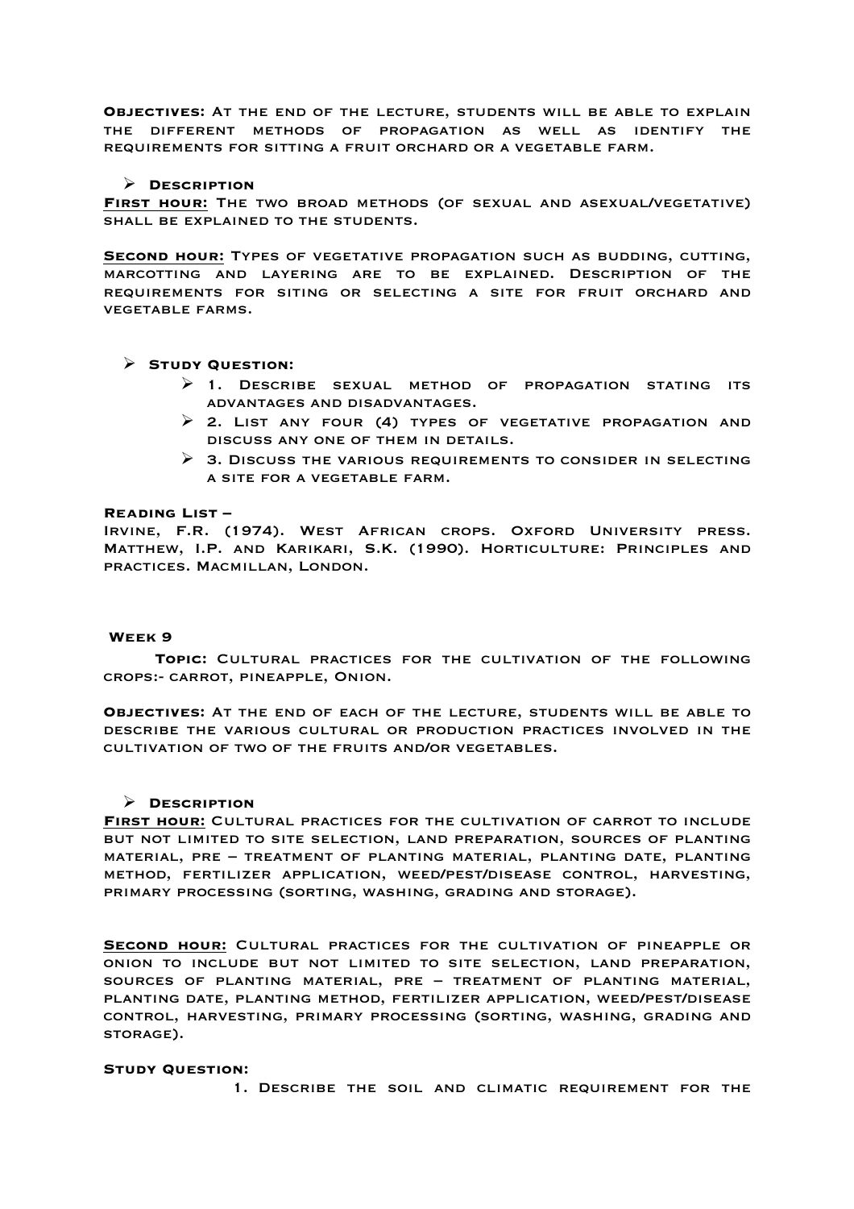**Objectives:** At the end of the lecture, students will be able to explain the different methods of propagation as well as identify the requirements for sitting a fruit orchard or a vegetable farm.

- **Description**

**First hour:** The two broad methods (of sexual and asexual/vegetative) shall be explained to the students.

**Second hour:** Types of vegetative propagation such as budding, cutting, marcotting and layering are to be explained. Description of the requirements for siting or selecting a site for fruit orchard and vegetable farms.

- **Study Question:**
  - 1. Describe sexual method of propagation stating its advantages and disadvantages.
  - 2. List any four (4) types of vegetative propagation and discuss any one of them in details.
  - 3. Discuss the various requirements to consider in selecting a site for a vegetable farm.

**Reading List –**

Irvine, F.R. (1974). West African crops. Oxford University press.
Matthew, I.P. and Karikari, S.K. (1990). Horticulture: Principles and practices. Macmillan, London.

## Week 9

**Topic:** Cultural practices for the cultivation of the following crops:- carrot, pineapple, Onion.

**Objectives:** At the end of each of the lecture, students will be able to describe the various cultural or production practices involved in the cultivation of two of the fruits and/or vegetables.

- **Description**

**First hour:** Cultural practices for the cultivation of carrot to include but not limited to site selection, land preparation, sources of planting material, pre – treatment of planting material, planting date, planting method, fertilizer application, weed/pest/disease control, harvesting, primary processing (sorting, washing, grading and storage).

**Second hour:** Cultural practices for the cultivation of pineapple or onion to include but not limited to site selection, land preparation, sources of planting material, pre – treatment of planting material, planting date, planting method, fertilizer application, weed/pest/disease control, harvesting, primary processing (sorting, washing, grading and storage).

**Study Question:**

1. Describe the soil and climatic requirement for the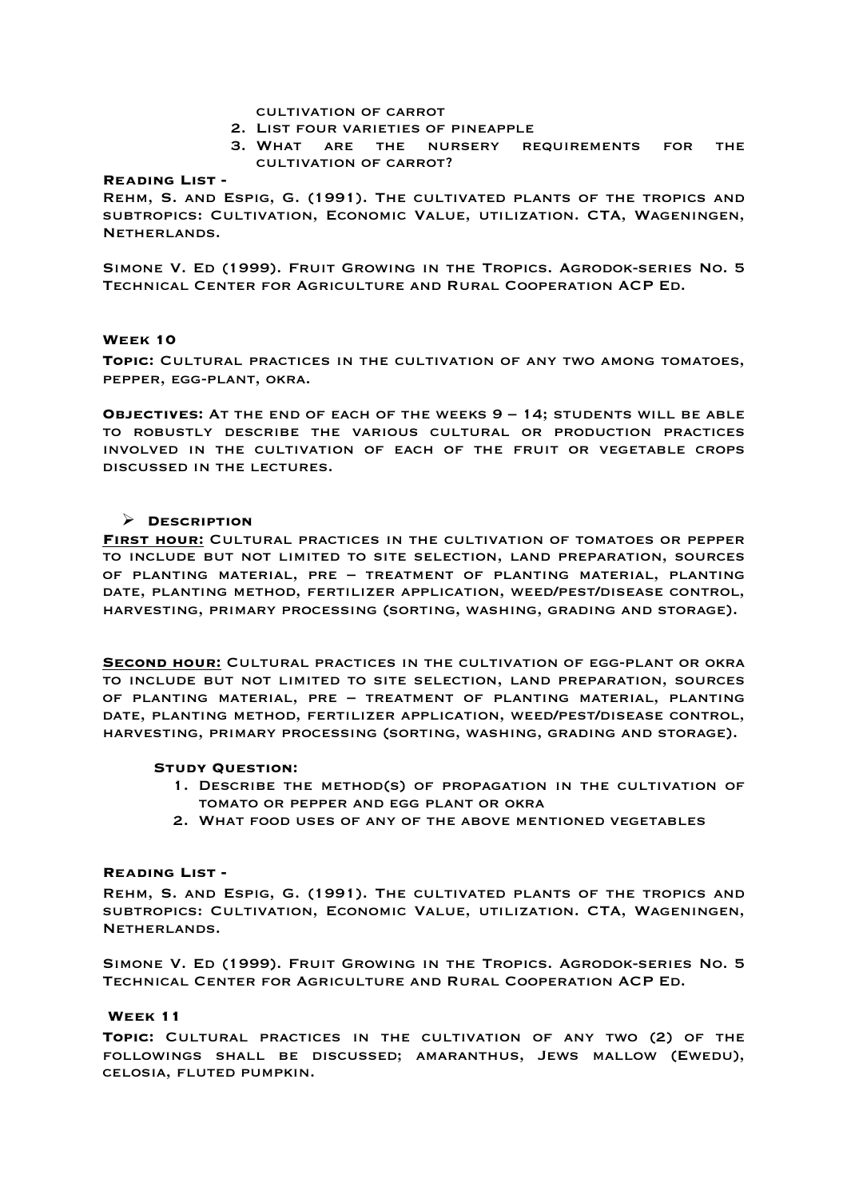cultivation of carrot

2. List four varieties of pineapple
3. What are the nursery requirements for the cultivation of carrot?

**Reading List -**

Rehm, S. and Espig, G. (1991). The cultivated plants of the tropics and subtropics: Cultivation, Economic Value, utilization. CTA, Wageningen, Netherlands.

Simone V. Ed (1999). Fruit Growing in the Tropics. Agrodok-series No. 5 Technical Center for Agriculture and Rural Cooperation ACP Ed.

### Week 10

**Topic:** Cultural practices in the cultivation of any two among tomatoes, pepper, egg-plant, okra.

**Objectives:** At the end of each of the weeks 9 – 14; students will be able to robustly describe the various cultural or production practices involved in the cultivation of each of the fruit or vegetable crops discussed in the lectures.

- **Description**

**First hour:** Cultural practices in the cultivation of tomatoes or pepper to include but not limited to site selection, land preparation, sources of planting material, pre – treatment of planting material, planting date, planting method, fertilizer application, weed/pest/disease control, harvesting, primary processing (sorting, washing, grading and storage).

**Second hour:** Cultural practices in the cultivation of egg-plant or okra to include but not limited to site selection, land preparation, sources of planting material, pre – treatment of planting material, planting date, planting method, fertilizer application, weed/pest/disease control, harvesting, primary processing (sorting, washing, grading and storage).

**Study Question:**

1. Describe the method(s) of propagation in the cultivation of tomato or pepper and egg plant or okra
2. What food uses of any of the above mentioned vegetables

**Reading List -**

Rehm, S. and Espig, G. (1991). The cultivated plants of the tropics and subtropics: Cultivation, Economic Value, utilization. CTA, Wageningen, Netherlands.

Simone V. Ed (1999). Fruit Growing in the Tropics. Agrodok-series No. 5 Technical Center for Agriculture and Rural Cooperation ACP Ed.

### Week 11

**Topic:** Cultural practices in the cultivation of any two (2) of the followings shall be discussed; amaranthus, Jews mallow (Ewedu), celosia, fluted pumpkin.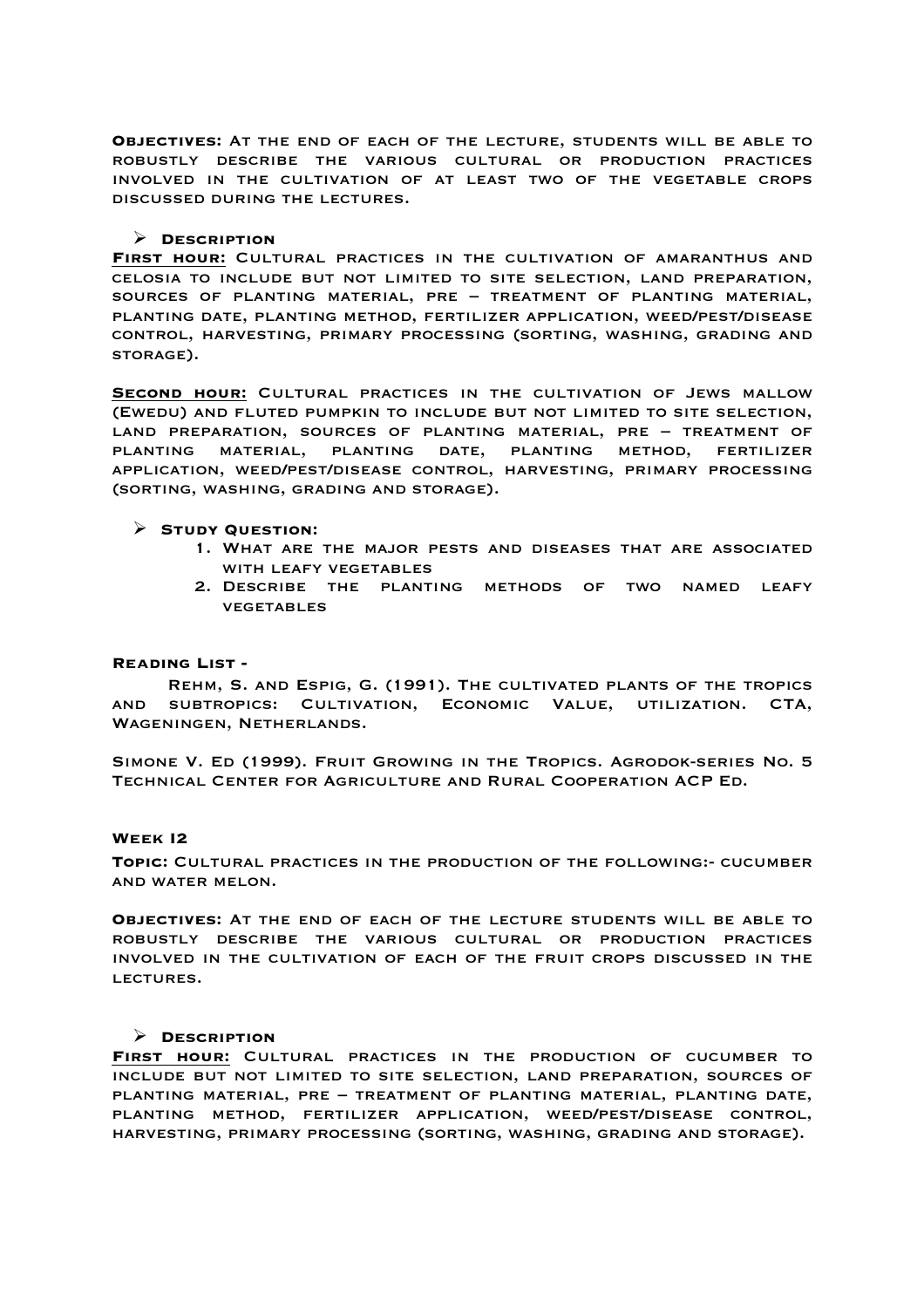**Objectives:** At the end of each of the lecture, students will be able to robustly describe the various cultural or production practices involved in the cultivation of at least two of the vegetable crops discussed during the lectures.

- **Description**

**First hour:** Cultural practices in the cultivation of amaranthus and celosia to include but not limited to site selection, land preparation, sources of planting material, pre – treatment of planting material, planting date, planting method, fertilizer application, weed/pest/disease control, harvesting, primary processing (sorting, washing, grading and storage).

**Second hour:** Cultural practices in the cultivation of Jews mallow (Ewedu) and fluted pumpkin to include but not limited to site selection, land preparation, sources of planting material, pre – treatment of planting material, planting date, planting method, fertilizer application, weed/pest/disease control, harvesting, primary processing (sorting, washing, grading and storage).

- **Study Question:**
  1. What are the major pests and diseases that are associated with leafy vegetables
  2. Describe the planting methods of two named leafy vegetables

**Reading List -**

Rehm, S. and Espig, G. (1991). The cultivated plants of the tropics and subtropics: Cultivation, Economic Value, utilization. CTA, Wageningen, Netherlands.

Simone V. Ed (1999). Fruit Growing in the Tropics. Agrodok-series No. 5 Technical Center for Agriculture and Rural Cooperation ACP Ed.

**Week I2**

**Topic:** Cultural practices in the production of the following:- cucumber and water melon.

**Objectives:** At the end of each of the lecture students will be able to robustly describe the various cultural or production practices involved in the cultivation of each of the fruit crops discussed in the lectures.

- **Description**

**First hour:** Cultural practices in the production of cucumber to include but not limited to site selection, land preparation, sources of planting material, pre – treatment of planting material, planting date, planting method, fertilizer application, weed/pest/disease control, harvesting, primary processing (sorting, washing, grading and storage).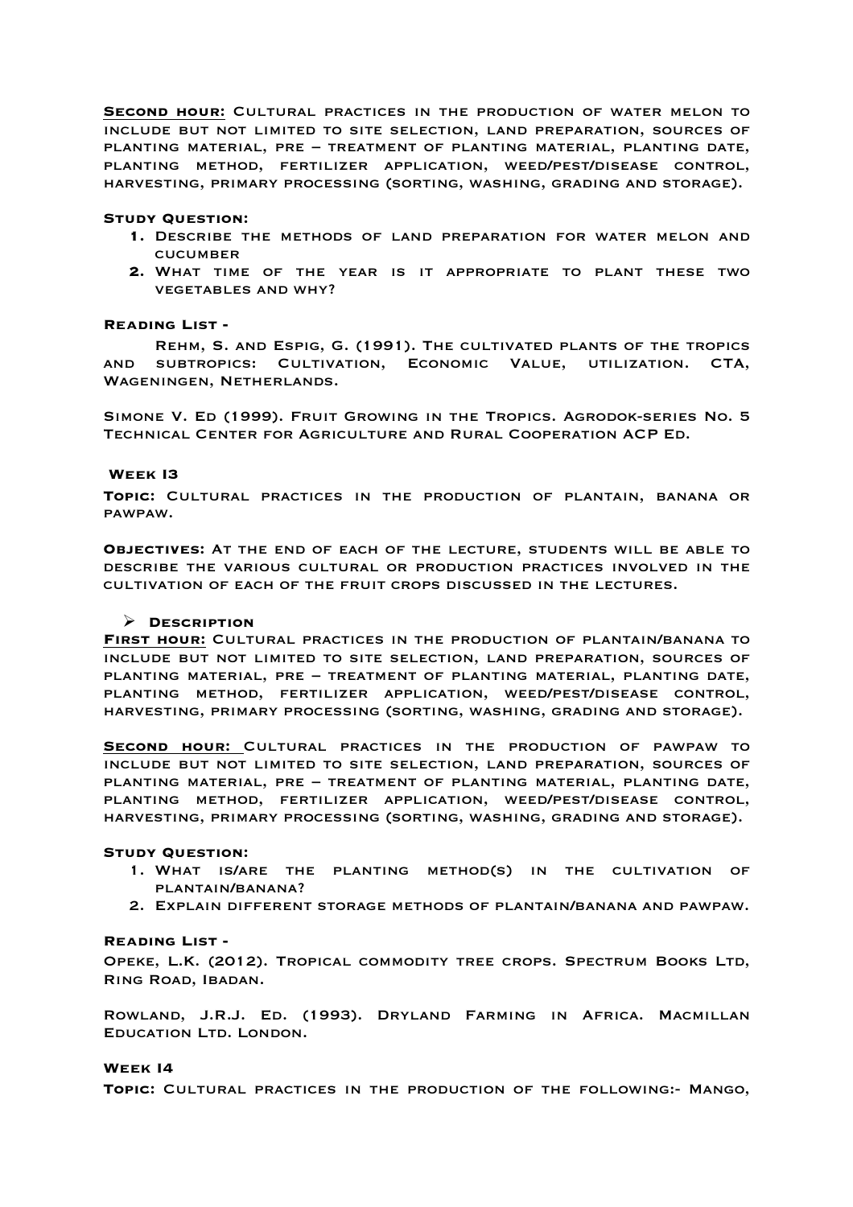**Second hour:** Cultural practices in the production of water melon to include but not limited to site selection, land preparation, sources of planting material, pre – treatment of planting material, planting date, planting method, fertilizer application, weed/pest/disease control, harvesting, primary processing (sorting, washing, grading and storage).

**Study Question:**

1. Describe the methods of land preparation for water melon and cucumber
2. What time of the year is it appropriate to plant these two vegetables and why?

**Reading List -**

Rehm, S. and Espig, G. (1991). The cultivated plants of the tropics and subtropics: Cultivation, Economic Value, utilization. CTA, Wageningen, Netherlands.

Simone V. Ed (1999). Fruit Growing in the Tropics. Agrodok-series No. 5 Technical Center for Agriculture and Rural Cooperation ACP Ed.

**Week I3**

**Topic:** Cultural practices in the production of plantain, banana or pawpaw.

**Objectives:** At the end of each of the lecture, students will be able to describe the various cultural or production practices involved in the cultivation of each of the fruit crops discussed in the lectures.

- **Description**

**First hour:** Cultural practices in the production of plantain/banana to include but not limited to site selection, land preparation, sources of planting material, pre – treatment of planting material, planting date, planting method, fertilizer application, weed/pest/disease control, harvesting, primary processing (sorting, washing, grading and storage).

**Second hour:** Cultural practices in the production of pawpaw to include but not limited to site selection, land preparation, sources of planting material, pre – treatment of planting material, planting date, planting method, fertilizer application, weed/pest/disease control, harvesting, primary processing (sorting, washing, grading and storage).

**Study Question:**

1. What is/are the planting method(s) in the cultivation of plantain/banana?
2. Explain different storage methods of plantain/banana and pawpaw.

**Reading List -**

Opeke, L.K. (2012). Tropical commodity tree crops. Spectrum Books Ltd, Ring Road, Ibadan.

Rowland, J.R.J. Ed. (1993). Dryland Farming in Africa. Macmillan Education Ltd. London.

**Week I4**

**Topic:** Cultural practices in the production of the following:- Mango,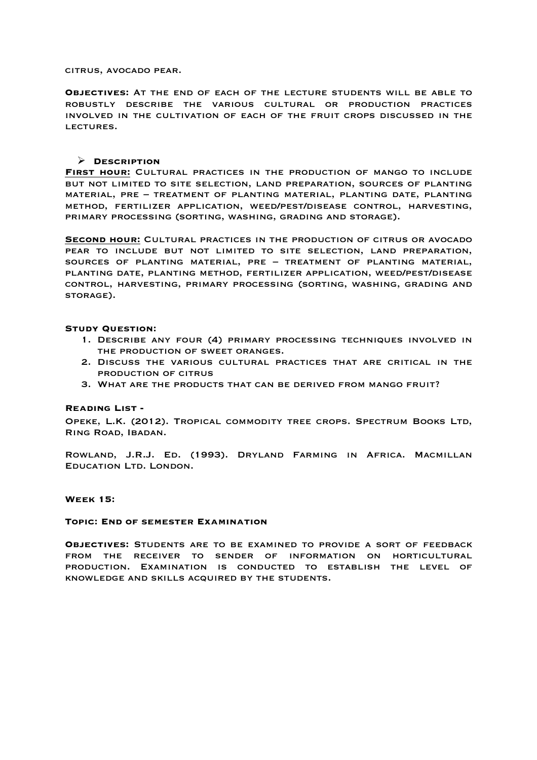citrus, avocado pear.

**Objectives:** At the end of each of the lecture students will be able to robustly describe the various cultural or production practices involved in the cultivation of each of the fruit crops discussed in the lectures.

- **Description**

**First hour:** Cultural practices in the production of mango to include but not limited to site selection, land preparation, sources of planting material, pre – treatment of planting material, planting date, planting method, fertilizer application, weed/pest/disease control, harvesting, primary processing (sorting, washing, grading and storage).

**Second hour:** Cultural practices in the production of citrus or avocado pear to include but not limited to site selection, land preparation, sources of planting material, pre – treatment of planting material, planting date, planting method, fertilizer application, weed/pest/disease control, harvesting, primary processing (sorting, washing, grading and storage).

**Study Question:**

1. Describe any four (4) primary processing techniques involved in the production of sweet oranges.
2. Discuss the various cultural practices that are critical in the production of citrus
3. What are the products that can be derived from mango fruit?

**Reading List -**

Opeke, L.K. (2012). Tropical commodity tree crops. Spectrum Books Ltd, Ring Road, Ibadan.

Rowland, J.R.J. Ed. (1993). Dryland Farming in Africa. Macmillan Education Ltd. London.

**Week 15:**

**Topic: End of semester Examination**

**Objectives:** Students are to be examined to provide a sort of feedback from the receiver to sender of information on horticultural production. Examination is conducted to establish the level of knowledge and skills acquired by the students.